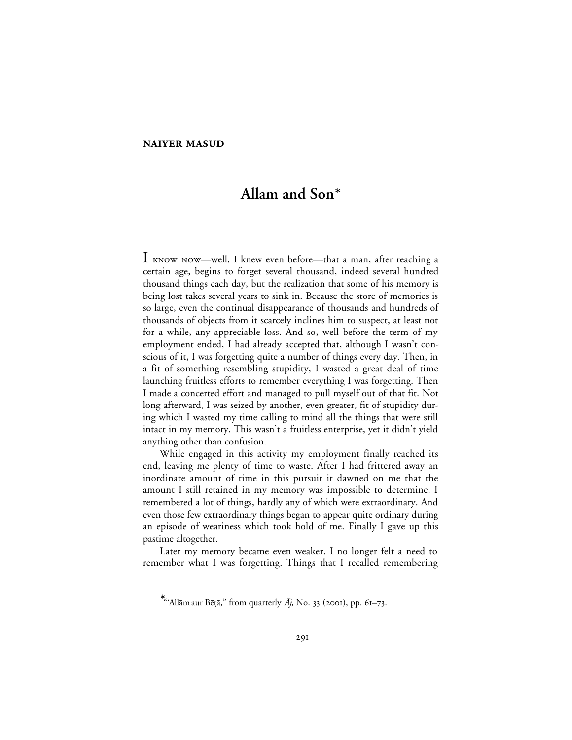**NAIYER MASUD**

# Allam and Son*

I know now—well, I knew even before—that a man, after reaching a certain age, begins to forget several thousand, indeed several hundred thousand things each day, but the realization that some of his memory is being lost takes several years to sink in. Because the store of memories is so large, even the continual disappearance of thousands and hundreds of thousands of objects from it scarcely inclines him to suspect, at least not for a while, any appreciable loss. And so, well before the term of my employment ended, I had already accepted that, although I wasn't conscious of it, I was forgetting quite a number of things every day. Then, in a fit of something resembling stupidity, I wasted a great deal of time launching fruitless efforts to remember everything I was forgetting. Then I made a concerted effort and managed to pull myself out of that fit. Not long afterward, I was seized by another, even greater, fit of stupidity during which I wasted my time calling to mind all the things that were still intact in my memory. This wasn't a fruitless enterprise, yet it didn't yield anything other than confusion.

While engaged in this activity my employment finally reached its end, leaving me plenty of time to waste. After I had frittered away an inordinate amount of time in this pursuit it dawned on me that the amount I still retained in my memory was impossible to determine. I remembered a lot of things, hardly any of which were extraordinary. And even those few extraordinary things began to appear quite ordinary during an episode of weariness which took hold of me. Finally I gave up this pastime altogether.

Later my memory became even weaker. I no longer felt a need to remember what I was forgetting. Things that I recalled remembering

*"Allām aur Bēṭā," from quarterly *Āj*, No. 33 (2001), pp. 61–73.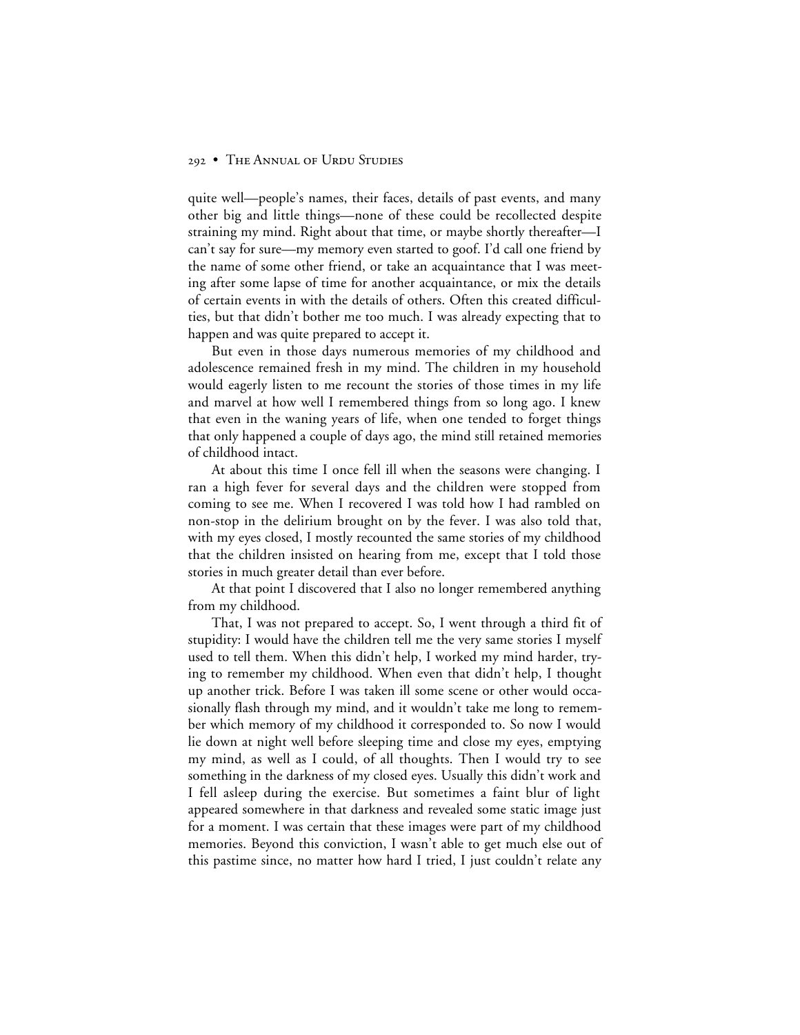quite well—people's names, their faces, details of past events, and many other big and little things—none of these could be recollected despite straining my mind. Right about that time, or maybe shortly thereafter—I can't say for sure—my memory even started to goof. I'd call one friend by the name of some other friend, or take an acquaintance that I was meeting after some lapse of time for another acquaintance, or mix the details of certain events in with the details of others. Often this created difficulties, but that didn't bother me too much. I was already expecting that to happen and was quite prepared to accept it.

But even in those days numerous memories of my childhood and adolescence remained fresh in my mind. The children in my household would eagerly listen to me recount the stories of those times in my life and marvel at how well I remembered things from so long ago. I knew that even in the waning years of life, when one tended to forget things that only happened a couple of days ago, the mind still retained memories of childhood intact.

At about this time I once fell ill when the seasons were changing. I ran a high fever for several days and the children were stopped from coming to see me. When I recovered I was told how I had rambled on non-stop in the delirium brought on by the fever. I was also told that, with my eyes closed, I mostly recounted the same stories of my childhood that the children insisted on hearing from me, except that I told those stories in much greater detail than ever before.

At that point I discovered that I also no longer remembered anything from my childhood.

That, I was not prepared to accept. So, I went through a third fit of stupidity: I would have the children tell me the very same stories I myself used to tell them. When this didn't help, I worked my mind harder, trying to remember my childhood. When even that didn't help, I thought up another trick. Before I was taken ill some scene or other would occasionally flash through my mind, and it wouldn't take me long to remember which memory of my childhood it corresponded to. So now I would lie down at night well before sleeping time and close my eyes, emptying my mind, as well as I could, of all thoughts. Then I would try to see something in the darkness of my closed eyes. Usually this didn't work and I fell asleep during the exercise. But sometimes a faint blur of light appeared somewhere in that darkness and revealed some static image just for a moment. I was certain that these images were part of my childhood memories. Beyond this conviction, I wasn't able to get much else out of this pastime since, no matter how hard I tried, I just couldn't relate any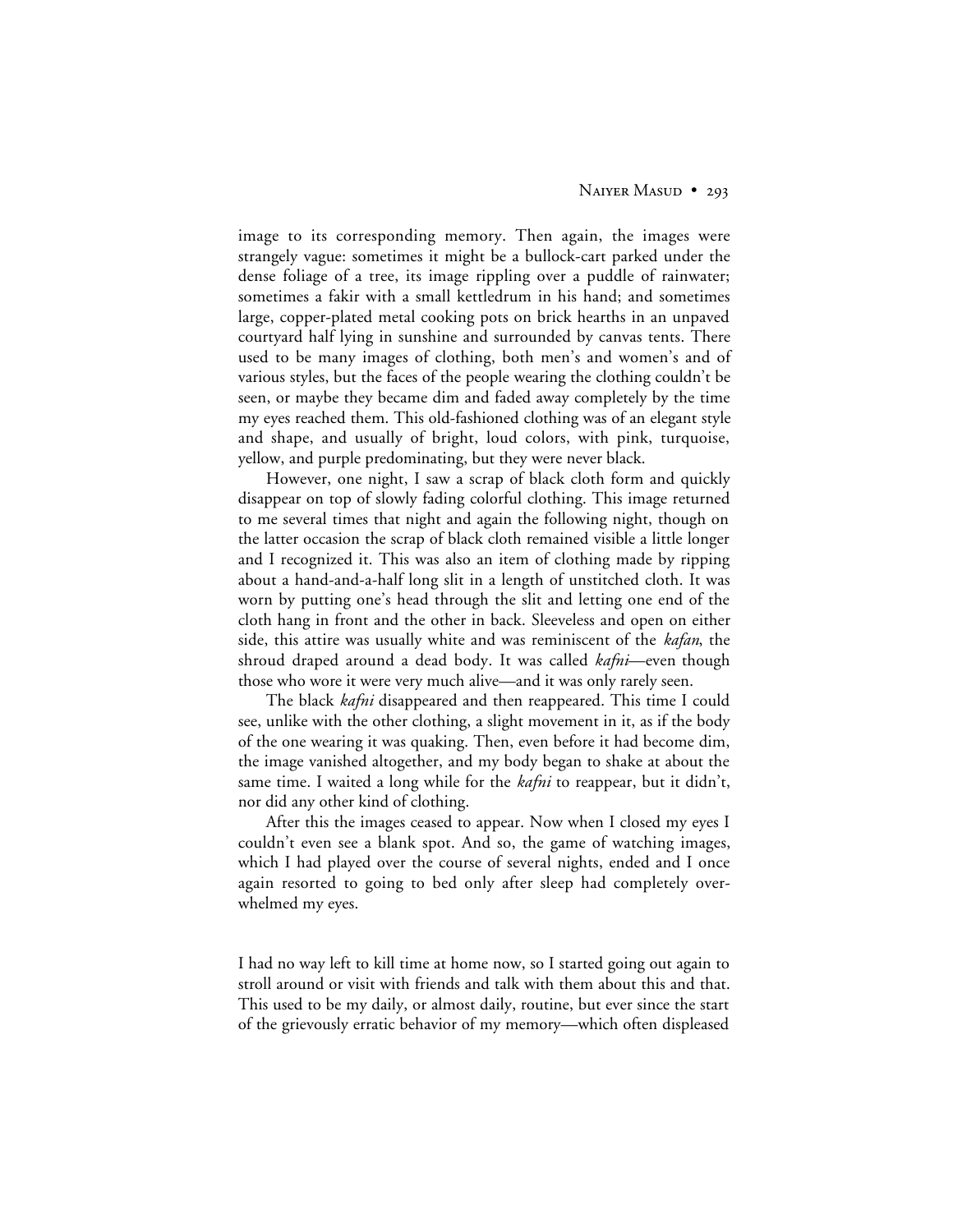image to its corresponding memory. Then again, the images were strangely vague: sometimes it might be a bullock-cart parked under the dense foliage of a tree, its image rippling over a puddle of rainwater; sometimes a fakir with a small kettledrum in his hand; and sometimes large, copper-plated metal cooking pots on brick hearths in an unpaved courtyard half lying in sunshine and surrounded by canvas tents. There used to be many images of clothing, both men's and women's and of various styles, but the faces of the people wearing the clothing couldn't be seen, or maybe they became dim and faded away completely by the time my eyes reached them. This old-fashioned clothing was of an elegant style and shape, and usually of bright, loud colors, with pink, turquoise, yellow, and purple predominating, but they were never black.

However, one night, I saw a scrap of black cloth form and quickly disappear on top of slowly fading colorful clothing. This image returned to me several times that night and again the following night, though on the latter occasion the scrap of black cloth remained visible a little longer and I recognized it. This was also an item of clothing made by ripping about a hand-and-a-half long slit in a length of unstitched cloth. It was worn by putting one's head through the slit and letting one end of the cloth hang in front and the other in back. Sleeveless and open on either side, this attire was usually white and was reminiscent of the *kafan*, the shroud draped around a dead body. It was called *kafni*—even though those who wore it were very much alive—and it was only rarely seen.

The black *kafni* disappeared and then reappeared. This time I could see, unlike with the other clothing, a slight movement in it, as if the body of the one wearing it was quaking. Then, even before it had become dim, the image vanished altogether, and my body began to shake at about the same time. I waited a long while for the *kafni* to reappear, but it didn't, nor did any other kind of clothing.

After this the images ceased to appear. Now when I closed my eyes I couldn't even see a blank spot. And so, the game of watching images, which I had played over the course of several nights, ended and I once again resorted to going to bed only after sleep had completely overwhelmed my eyes.

I had no way left to kill time at home now, so I started going out again to stroll around or visit with friends and talk with them about this and that. This used to be my daily, or almost daily, routine, but ever since the start of the grievously erratic behavior of my memory—which often displeased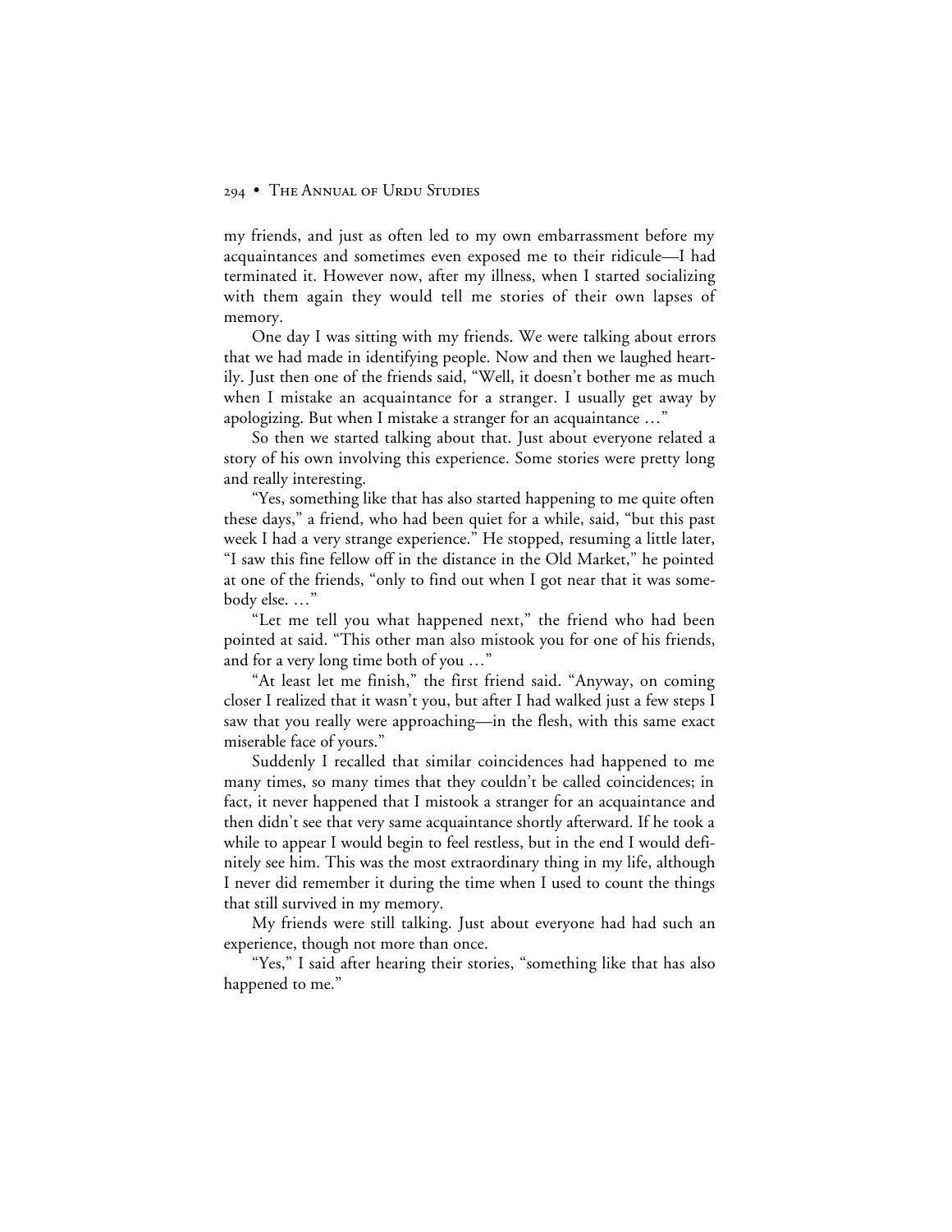my friends, and just as often led to my own embarrassment before my acquaintances and sometimes even exposed me to their ridicule—I had terminated it. However now, after my illness, when I started socializing with them again they would tell me stories of their own lapses of memory.

One day I was sitting with my friends. We were talking about errors that we had made in identifying people. Now and then we laughed heartily. Just then one of the friends said, "Well, it doesn't bother me as much when I mistake an acquaintance for a stranger. I usually get away by apologizing. But when I mistake a stranger for an acquaintance …"

So then we started talking about that. Just about everyone related a story of his own involving this experience. Some stories were pretty long and really interesting.

"Yes, something like that has also started happening to me quite often these days," a friend, who had been quiet for a while, said, "but this past week I had a very strange experience." He stopped, resuming a little later, "I saw this fine fellow off in the distance in the Old Market," he pointed at one of the friends, "only to find out when I got near that it was somebody else. …"

"Let me tell you what happened next," the friend who had been pointed at said. "This other man also mistook you for one of his friends, and for a very long time both of you …"

"At least let me finish," the first friend said. "Anyway, on coming closer I realized that it wasn't you, but after I had walked just a few steps I saw that you really were approaching—in the flesh, with this same exact miserable face of yours."

Suddenly I recalled that similar coincidences had happened to me many times, so many times that they couldn't be called coincidences; in fact, it never happened that I mistook a stranger for an acquaintance and then didn't see that very same acquaintance shortly afterward. If he took a while to appear I would begin to feel restless, but in the end I would definitely see him. This was the most extraordinary thing in my life, although I never did remember it during the time when I used to count the things that still survived in my memory.

My friends were still talking. Just about everyone had had such an experience, though not more than once.

"Yes," I said after hearing their stories, "something like that has also happened to me."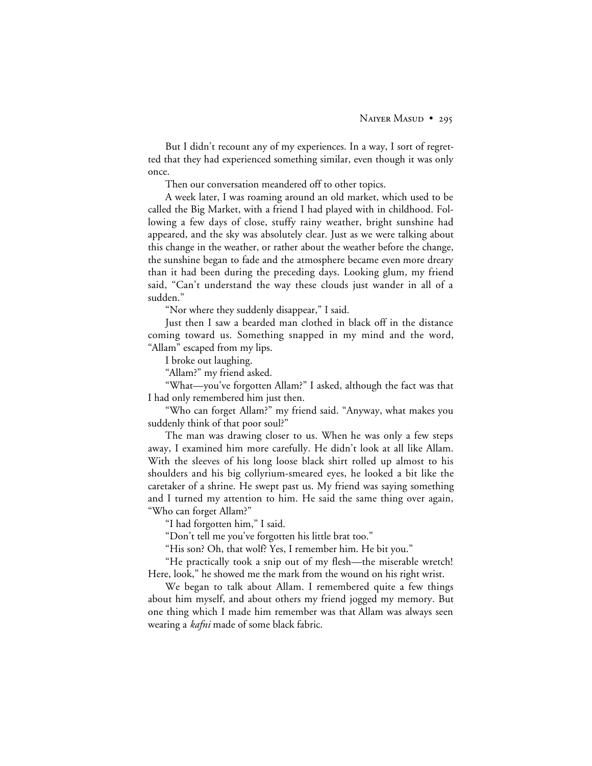But I didn't recount any of my experiences. In a way, I sort of regretted that they had experienced something similar, even though it was only once.

Then our conversation meandered off to other topics.

A week later, I was roaming around an old market, which used to be called the Big Market, with a friend I had played with in childhood. Following a few days of close, stuffy rainy weather, bright sunshine had appeared, and the sky was absolutely clear. Just as we were talking about this change in the weather, or rather about the weather before the change, the sunshine began to fade and the atmosphere became even more dreary than it had been during the preceding days. Looking glum, my friend said, "Can't understand the way these clouds just wander in all of a sudden."

"Nor where they suddenly disappear," I said.

Just then I saw a bearded man clothed in black off in the distance coming toward us. Something snapped in my mind and the word, "Allam" escaped from my lips.

I broke out laughing.

"Allam?" my friend asked.

"What—you've forgotten Allam?" I asked, although the fact was that I had only remembered him just then.

"Who can forget Allam?" my friend said. "Anyway, what makes you suddenly think of that poor soul?"

The man was drawing closer to us. When he was only a few steps away, I examined him more carefully. He didn't look at all like Allam. With the sleeves of his long loose black shirt rolled up almost to his shoulders and his big collyrium-smeared eyes, he looked a bit like the caretaker of a shrine. He swept past us. My friend was saying something and I turned my attention to him. He said the same thing over again, "Who can forget Allam?"

"I had forgotten him," I said.

"Don't tell me you've forgotten his little brat too."

"His son? Oh, that wolf? Yes, I remember him. He bit you."

"He practically took a snip out of my flesh—the miserable wretch! Here, look," he showed me the mark from the wound on his right wrist.

We began to talk about Allam. I remembered quite a few things about him myself, and about others my friend jogged my memory. But one thing which I made him remember was that Allam was always seen wearing a *kafni* made of some black fabric.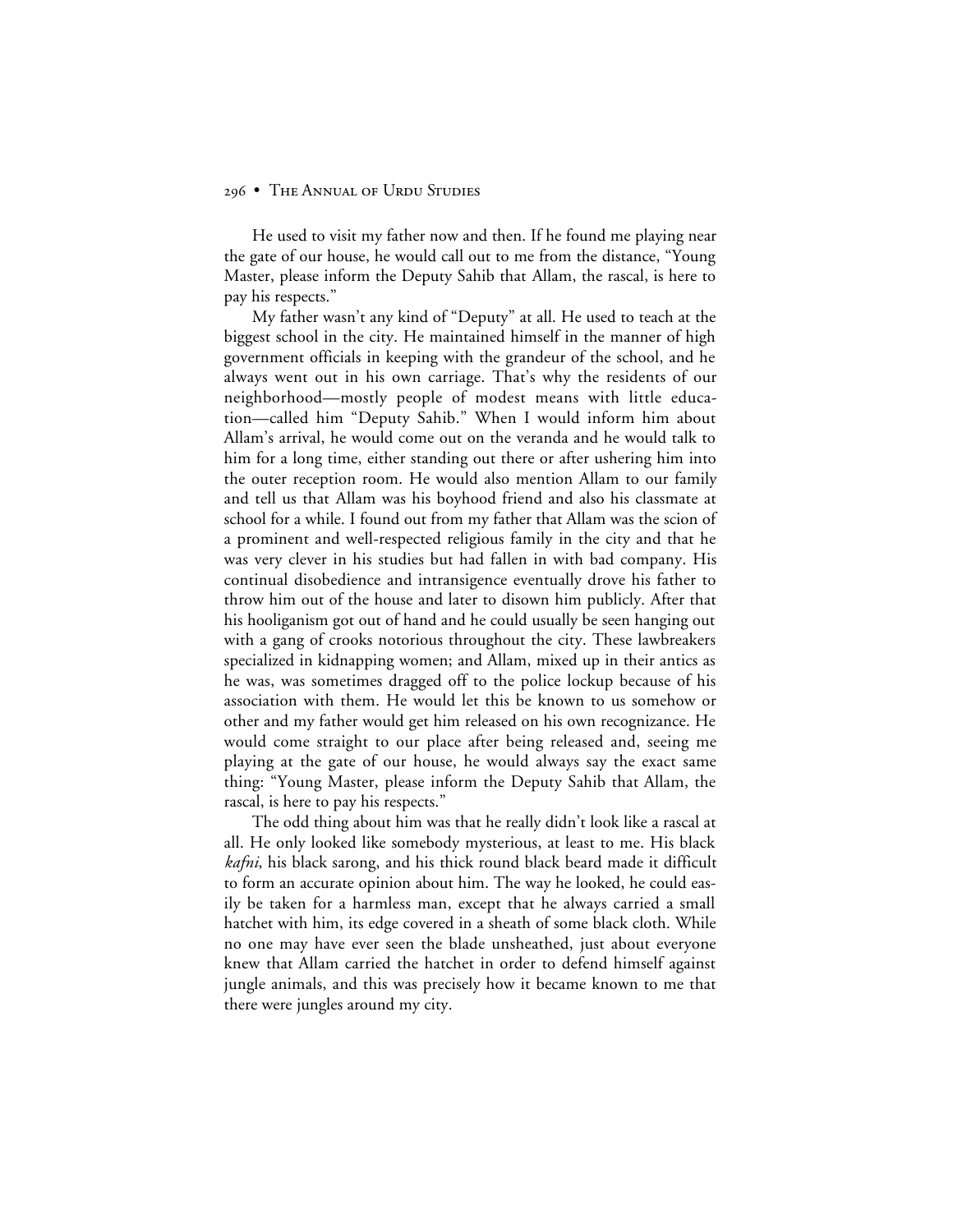He used to visit my father now and then. If he found me playing near the gate of our house, he would call out to me from the distance, "Young Master, please inform the Deputy Sahib that Allam, the rascal, is here to pay his respects."

My father wasn't any kind of "Deputy" at all. He used to teach at the biggest school in the city. He maintained himself in the manner of high government officials in keeping with the grandeur of the school, and he always went out in his own carriage. That's why the residents of our neighborhood—mostly people of modest means with little education—called him "Deputy Sahib." When I would inform him about Allam's arrival, he would come out on the veranda and he would talk to him for a long time, either standing out there or after ushering him into the outer reception room. He would also mention Allam to our family and tell us that Allam was his boyhood friend and also his classmate at school for a while. I found out from my father that Allam was the scion of a prominent and well-respected religious family in the city and that he was very clever in his studies but had fallen in with bad company. His continual disobedience and intransigence eventually drove his father to throw him out of the house and later to disown him publicly. After that his hooliganism got out of hand and he could usually be seen hanging out with a gang of crooks notorious throughout the city. These lawbreakers specialized in kidnapping women; and Allam, mixed up in their antics as he was, was sometimes dragged off to the police lockup because of his association with them. He would let this be known to us somehow or other and my father would get him released on his own recognizance. He would come straight to our place after being released and, seeing me playing at the gate of our house, he would always say the exact same thing: "Young Master, please inform the Deputy Sahib that Allam, the rascal, is here to pay his respects."

The odd thing about him was that he really didn't look like a rascal at all. He only looked like somebody mysterious, at least to me. His black *kafni*, his black sarong, and his thick round black beard made it difficult to form an accurate opinion about him. The way he looked, he could easily be taken for a harmless man, except that he always carried a small hatchet with him, its edge covered in a sheath of some black cloth. While no one may have ever seen the blade unsheathed, just about everyone knew that Allam carried the hatchet in order to defend himself against jungle animals, and this was precisely how it became known to me that there were jungles around my city.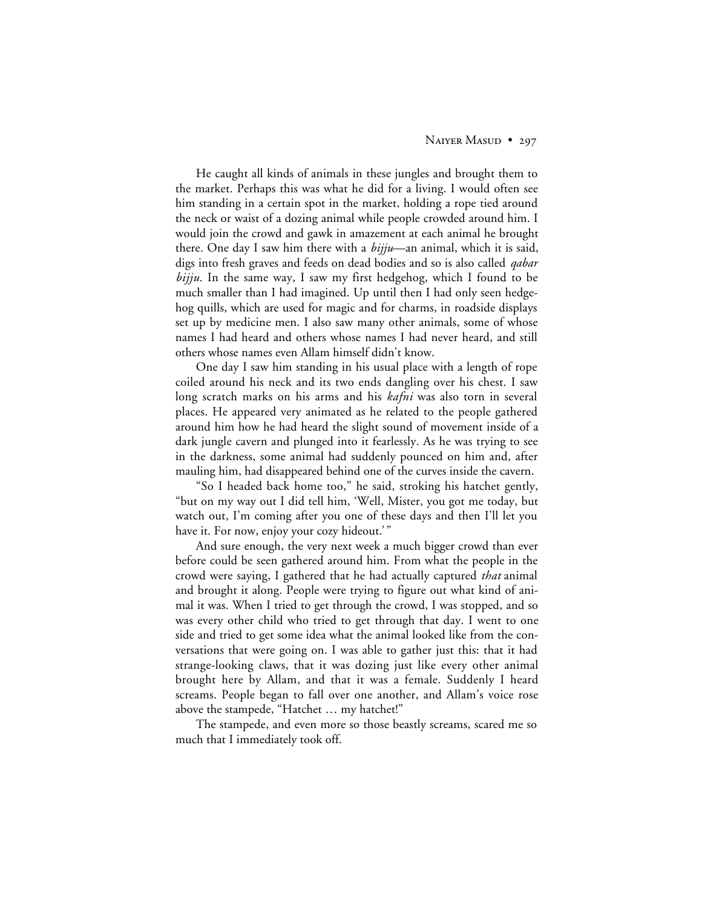He caught all kinds of animals in these jungles and brought them to the market. Perhaps this was what he did for a living. I would often see him standing in a certain spot in the market, holding a rope tied around the neck or waist of a dozing animal while people crowded around him. I would join the crowd and gawk in amazement at each animal he brought there. One day I saw him there with a *bijju*—an animal, which it is said, digs into fresh graves and feeds on dead bodies and so is also called *qabar bijju*. In the same way, I saw my first hedgehog, which I found to be much smaller than I had imagined. Up until then I had only seen hedgehog quills, which are used for magic and for charms, in roadside displays set up by medicine men. I also saw many other animals, some of whose names I had heard and others whose names I had never heard, and still others whose names even Allam himself didn't know.

One day I saw him standing in his usual place with a length of rope coiled around his neck and its two ends dangling over his chest. I saw long scratch marks on his arms and his *kafni* was also torn in several places. He appeared very animated as he related to the people gathered around him how he had heard the slight sound of movement inside of a dark jungle cavern and plunged into it fearlessly. As he was trying to see in the darkness, some animal had suddenly pounced on him and, after mauling him, had disappeared behind one of the curves inside the cavern.

"So I headed back home too," he said, stroking his hatchet gently, "but on my way out I did tell him, 'Well, Mister, you got me today, but watch out, I'm coming after you one of these days and then I'll let you have it. For now, enjoy your cozy hideout.' "

And sure enough, the very next week a much bigger crowd than ever before could be seen gathered around him. From what the people in the crowd were saying, I gathered that he had actually captured *that* animal and brought it along. People were trying to figure out what kind of animal it was. When I tried to get through the crowd, I was stopped, and so was every other child who tried to get through that day. I went to one side and tried to get some idea what the animal looked like from the conversations that were going on. I was able to gather just this: that it had strange-looking claws, that it was dozing just like every other animal brought here by Allam, and that it was a female. Suddenly I heard screams. People began to fall over one another, and Allam's voice rose above the stampede, "Hatchet … my hatchet!"

The stampede, and even more so those beastly screams, scared me so much that I immediately took off.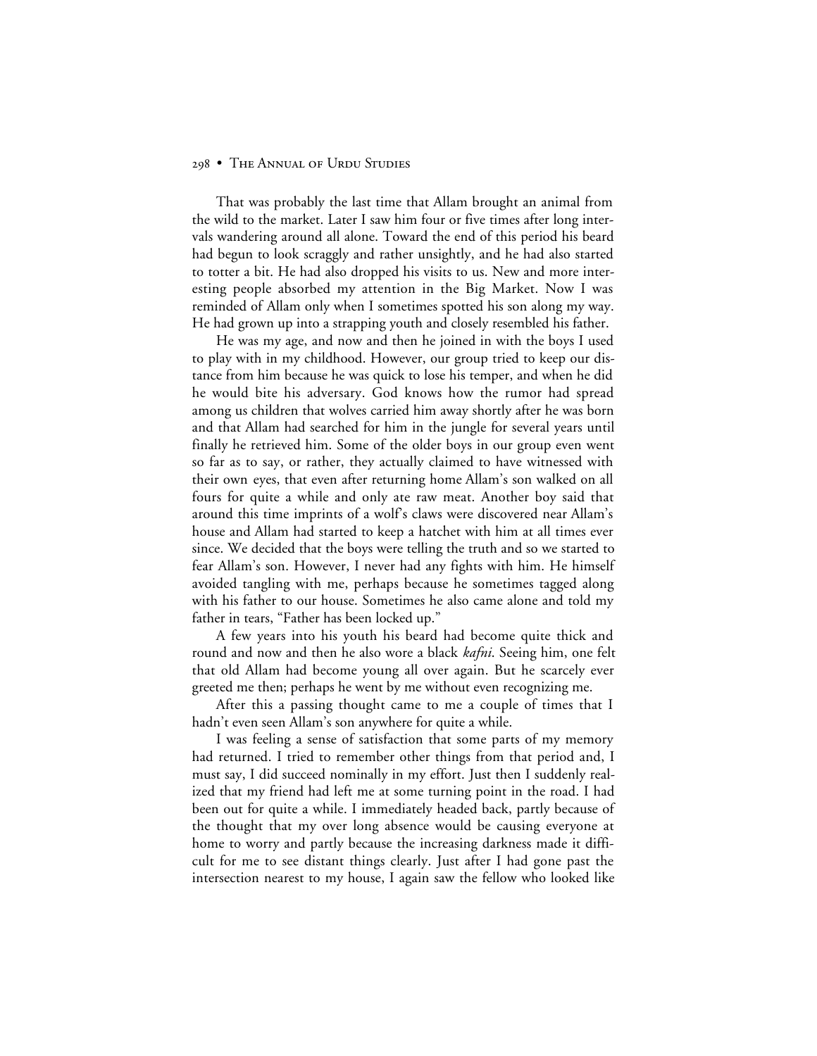That was probably the last time that Allam brought an animal from the wild to the market. Later I saw him four or five times after long intervals wandering around all alone. Toward the end of this period his beard had begun to look scraggly and rather unsightly, and he had also started to totter a bit. He had also dropped his visits to us. New and more interesting people absorbed my attention in the Big Market. Now I was reminded of Allam only when I sometimes spotted his son along my way. He had grown up into a strapping youth and closely resembled his father.

He was my age, and now and then he joined in with the boys I used to play with in my childhood. However, our group tried to keep our distance from him because he was quick to lose his temper, and when he did he would bite his adversary. God knows how the rumor had spread among us children that wolves carried him away shortly after he was born and that Allam had searched for him in the jungle for several years until finally he retrieved him. Some of the older boys in our group even went so far as to say, or rather, they actually claimed to have witnessed with their own eyes, that even after returning home Allam's son walked on all fours for quite a while and only ate raw meat. Another boy said that around this time imprints of a wolf's claws were discovered near Allam's house and Allam had started to keep a hatchet with him at all times ever since. We decided that the boys were telling the truth and so we started to fear Allam's son. However, I never had any fights with him. He himself avoided tangling with me, perhaps because he sometimes tagged along with his father to our house. Sometimes he also came alone and told my father in tears, "Father has been locked up."

A few years into his youth his beard had become quite thick and round and now and then he also wore a black *kafni*. Seeing him, one felt that old Allam had become young all over again. But he scarcely ever greeted me then; perhaps he went by me without even recognizing me.

After this a passing thought came to me a couple of times that I hadn't even seen Allam's son anywhere for quite a while.

I was feeling a sense of satisfaction that some parts of my memory had returned. I tried to remember other things from that period and, I must say, I did succeed nominally in my effort. Just then I suddenly realized that my friend had left me at some turning point in the road. I had been out for quite a while. I immediately headed back, partly because of the thought that my over long absence would be causing everyone at home to worry and partly because the increasing darkness made it difficult for me to see distant things clearly. Just after I had gone past the intersection nearest to my house, I again saw the fellow who looked like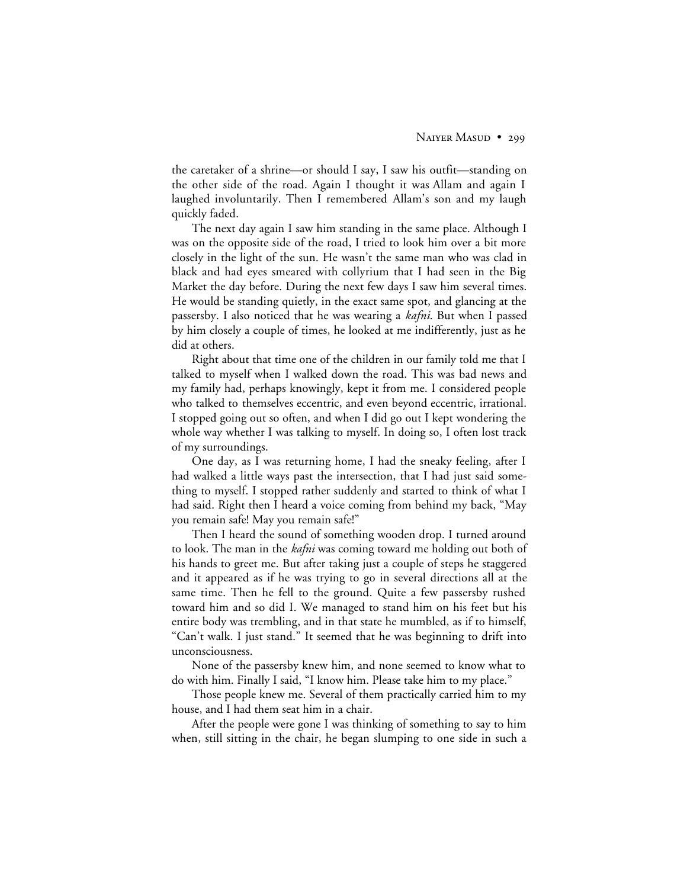the caretaker of a shrine—or should I say, I saw his outfit—standing on the other side of the road. Again I thought it was Allam and again I laughed involuntarily. Then I remembered Allam's son and my laugh quickly faded.

The next day again I saw him standing in the same place. Although I was on the opposite side of the road, I tried to look him over a bit more closely in the light of the sun. He wasn't the same man who was clad in black and had eyes smeared with collyrium that I had seen in the Big Market the day before. During the next few days I saw him several times. He would be standing quietly, in the exact same spot, and glancing at the passersby. I also noticed that he was wearing a *kafni*. But when I passed by him closely a couple of times, he looked at me indifferently, just as he did at others.

Right about that time one of the children in our family told me that I talked to myself when I walked down the road. This was bad news and my family had, perhaps knowingly, kept it from me. I considered people who talked to themselves eccentric, and even beyond eccentric, irrational. I stopped going out so often, and when I did go out I kept wondering the whole way whether I was talking to myself. In doing so, I often lost track of my surroundings.

One day, as I was returning home, I had the sneaky feeling, after I had walked a little ways past the intersection, that I had just said something to myself. I stopped rather suddenly and started to think of what I had said. Right then I heard a voice coming from behind my back, "May you remain safe! May you remain safe!"

Then I heard the sound of something wooden drop. I turned around to look. The man in the *kafni* was coming toward me holding out both of his hands to greet me. But after taking just a couple of steps he staggered and it appeared as if he was trying to go in several directions all at the same time. Then he fell to the ground. Quite a few passersby rushed toward him and so did I. We managed to stand him on his feet but his entire body was trembling, and in that state he mumbled, as if to himself, "Can't walk. I just stand." It seemed that he was beginning to drift into unconsciousness.

None of the passersby knew him, and none seemed to know what to do with him. Finally I said, "I know him. Please take him to my place."

Those people knew me. Several of them practically carried him to my house, and I had them seat him in a chair.

After the people were gone I was thinking of something to say to him when, still sitting in the chair, he began slumping to one side in such a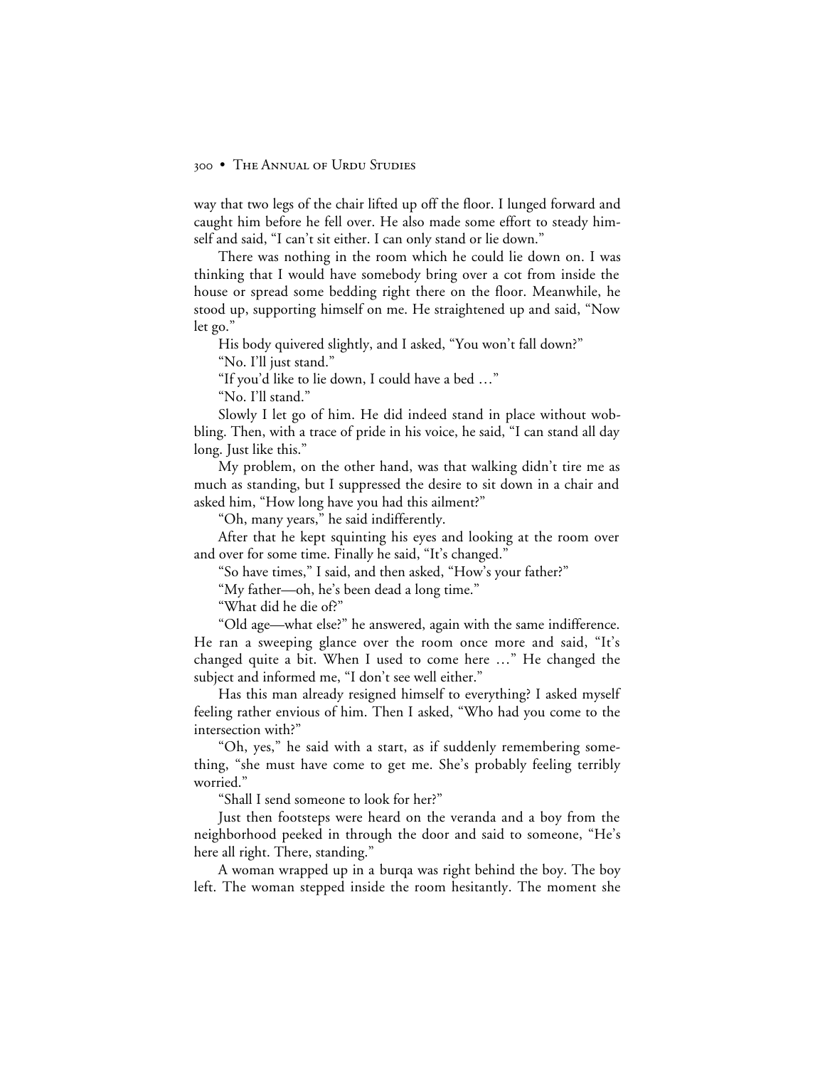way that two legs of the chair lifted up off the floor. I lunged forward and caught him before he fell over. He also made some effort to steady himself and said, "I can't sit either. I can only stand or lie down."

There was nothing in the room which he could lie down on. I was thinking that I would have somebody bring over a cot from inside the house or spread some bedding right there on the floor. Meanwhile, he stood up, supporting himself on me. He straightened up and said, "Now let go."

His body quivered slightly, and I asked, "You won't fall down?"

"No. I'll just stand."

"If you'd like to lie down, I could have a bed …"

"No. I'll stand."

Slowly I let go of him. He did indeed stand in place without wobbling. Then, with a trace of pride in his voice, he said, "I can stand all day long. Just like this."

My problem, on the other hand, was that walking didn't tire me as much as standing, but I suppressed the desire to sit down in a chair and asked him, "How long have you had this ailment?"

"Oh, many years," he said indifferently.

After that he kept squinting his eyes and looking at the room over and over for some time. Finally he said, "It's changed."

"So have times," I said, and then asked, "How's your father?"

"My father—oh, he's been dead a long time."

"What did he die of?"

"Old age—what else?" he answered, again with the same indifference. He ran a sweeping glance over the room once more and said, "It's changed quite a bit. When I used to come here …" He changed the subject and informed me, "I don't see well either."

Has this man already resigned himself to everything? I asked myself feeling rather envious of him. Then I asked, "Who had you come to the intersection with?"

"Oh, yes," he said with a start, as if suddenly remembering something, "she must have come to get me. She's probably feeling terribly worried."

"Shall I send someone to look for her?"

Just then footsteps were heard on the veranda and a boy from the neighborhood peeked in through the door and said to someone, "He's here all right. There, standing."

A woman wrapped up in a burqa was right behind the boy. The boy left. The woman stepped inside the room hesitantly. The moment she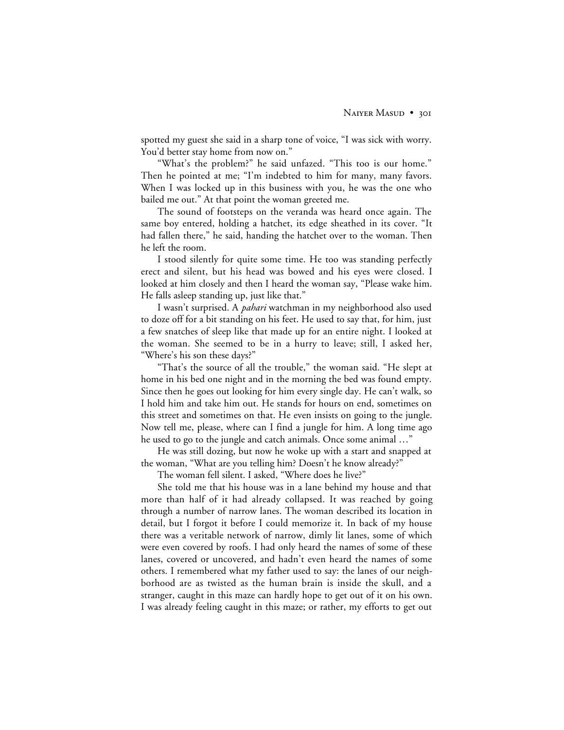spotted my guest she said in a sharp tone of voice, "I was sick with worry. You'd better stay home from now on."

"What's the problem?" he said unfazed. "This too is our home." Then he pointed at me; "I'm indebted to him for many, many favors. When I was locked up in this business with you, he was the one who bailed me out." At that point the woman greeted me.

The sound of footsteps on the veranda was heard once again. The same boy entered, holding a hatchet, its edge sheathed in its cover. "It had fallen there," he said, handing the hatchet over to the woman. Then he left the room.

I stood silently for quite some time. He too was standing perfectly erect and silent, but his head was bowed and his eyes were closed. I looked at him closely and then I heard the woman say, "Please wake him. He falls asleep standing up, just like that."

I wasn't surprised. A *pahari* watchman in my neighborhood also used to doze off for a bit standing on his feet. He used to say that, for him, just a few snatches of sleep like that made up for an entire night. I looked at the woman. She seemed to be in a hurry to leave; still, I asked her, "Where's his son these days?"

"That's the source of all the trouble," the woman said. "He slept at home in his bed one night and in the morning the bed was found empty. Since then he goes out looking for him every single day. He can't walk, so I hold him and take him out. He stands for hours on end, sometimes on this street and sometimes on that. He even insists on going to the jungle. Now tell me, please, where can I find a jungle for him. A long time ago he used to go to the jungle and catch animals. Once some animal …"

He was still dozing, but now he woke up with a start and snapped at the woman, "What are you telling him? Doesn't he know already?"

The woman fell silent. I asked, "Where does he live?"

She told me that his house was in a lane behind my house and that more than half of it had already collapsed. It was reached by going through a number of narrow lanes. The woman described its location in detail, but I forgot it before I could memorize it. In back of my house there was a veritable network of narrow, dimly lit lanes, some of which were even covered by roofs. I had only heard the names of some of these lanes, covered or uncovered, and hadn't even heard the names of some others. I remembered what my father used to say: the lanes of our neighborhood are as twisted as the human brain is inside the skull, and a stranger, caught in this maze can hardly hope to get out of it on his own. I was already feeling caught in this maze; or rather, my efforts to get out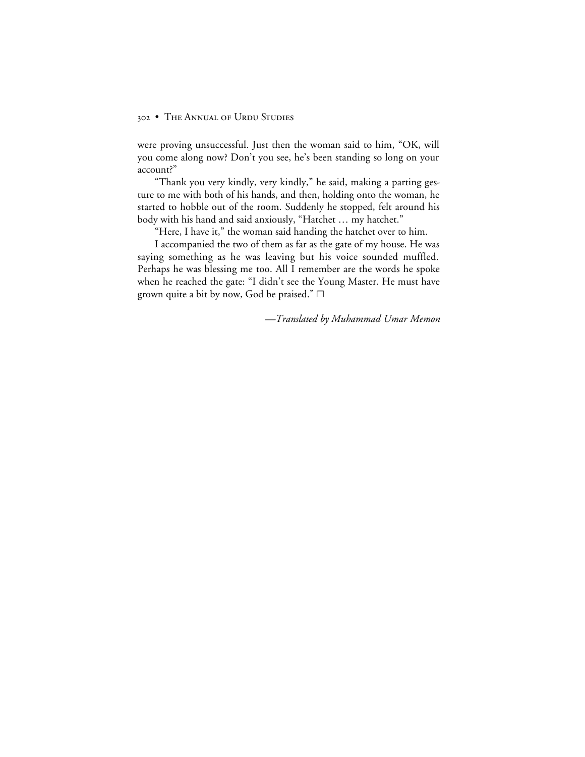were proving unsuccessful. Just then the woman said to him, "OK, will you come along now? Don't you see, he's been standing so long on your account?"

"Thank you very kindly, very kindly," he said, making a parting gesture to me with both of his hands, and then, holding onto the woman, he started to hobble out of the room. Suddenly he stopped, felt around his body with his hand and said anxiously, "Hatchet … my hatchet."

"Here, I have it," the woman said handing the hatchet over to him.

I accompanied the two of them as far as the gate of my house. He was saying something as he was leaving but his voice sounded muffled. Perhaps he was blessing me too. All I remember are the words he spoke when he reached the gate: "I didn't see the Young Master. He must have grown quite a bit by now, God be praised." ❐

*—Translated by Muhammad Umar Memon*